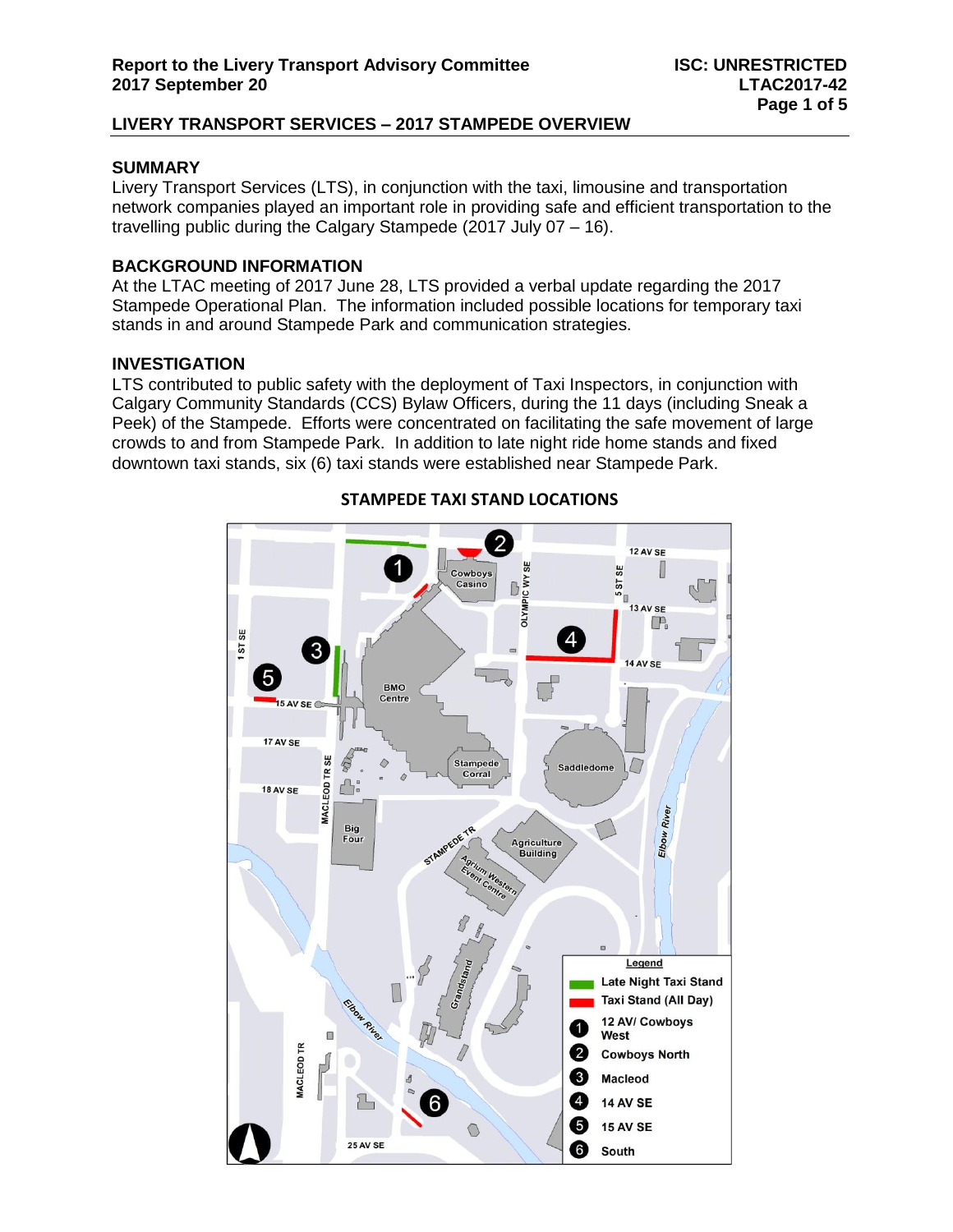# LIVERY TRANSPORT SERVICES – 2017 STAMPEDE OVERVIEW

## SUMMARY

Livery Transport Services (LTS), in conjunction with the taxi, limousine and transportation network companies played an important role in providing safe and efficient transportation to the travelling public during the Calgary Stampede (2017 July 07 – 16).

## BACKGROUND INFORMATION

At the LTAC meeting of 2017 June 28, LTS provided a verbal update regarding the 2017 Stampede Operational Plan. The information included possible locations for temporary taxi stands in and around Stampede Park and communication strategies.

## INVESTIGATION

LTS contributed to public safety with the deployment of Taxi Inspectors, in conjunction with Calgary Community Standards (CCS) Bylaw Officers, during the 11 days (including Sneak a Peek) of the Stampede. Efforts were concentrated on facilitating the safe movement of large crowds to and from Stampede Park. In addition to late night ride home stands and fixed downtown taxi stands, six (6) taxi stands were established near Stampede Park.

**STAMPEDE TAXI STAND LOCATIONS**

Legend
- Late Night Taxi Stand
- Taxi Stand (All Day)
1. 12 AV/ Cowboys West
2. Cowboys North
3. Macleod
4. 14 AV SE
5. 15 AV SE
6. South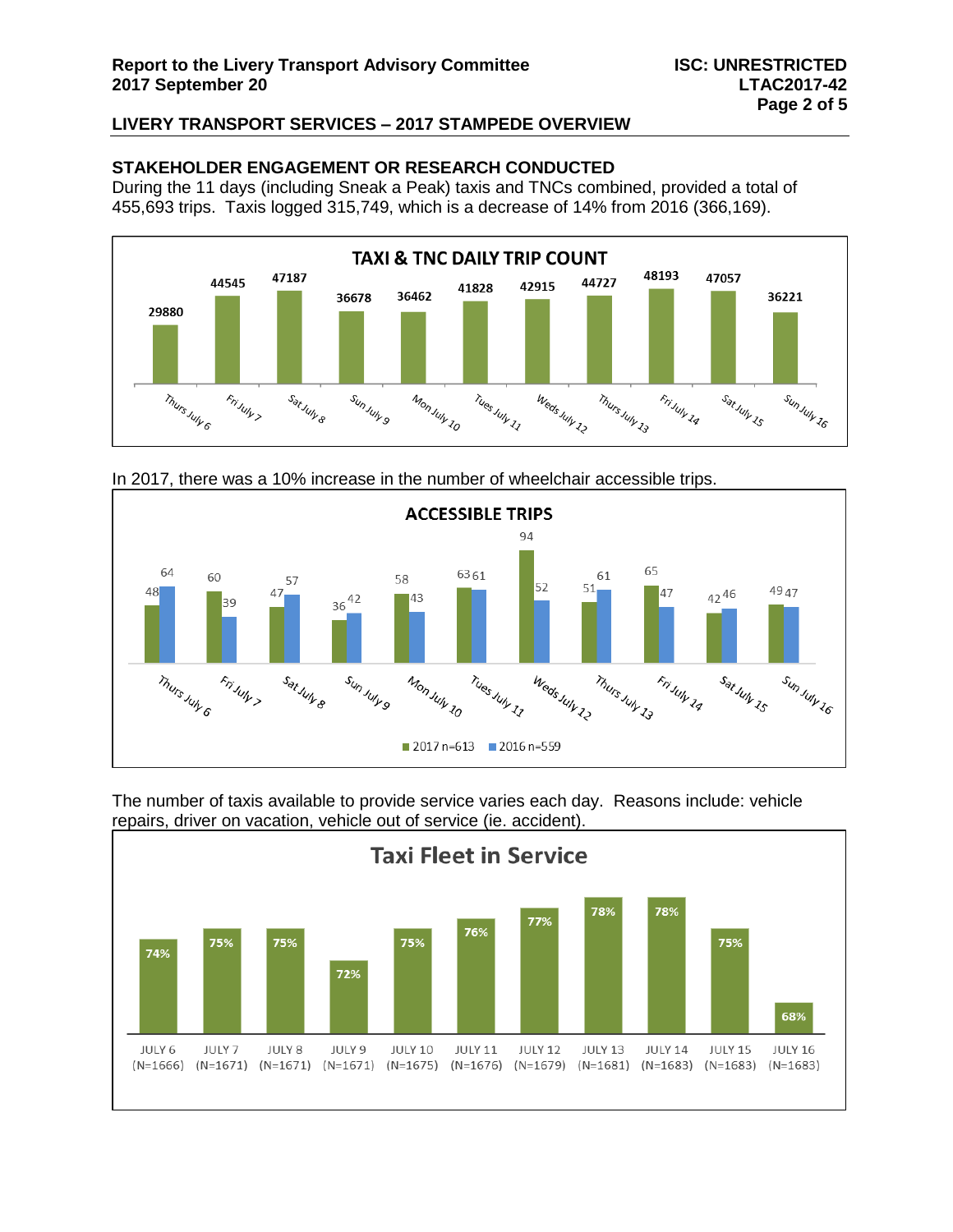## STAKEHOLDER ENGAGEMENT OR RESEARCH CONDUCTED

During the 11 days (including Sneak a Peak) taxis and TNCs combined, provided a total of 455,693 trips. Taxis logged 315,749, which is a decrease of 14% from 2016 (366,169).

**TAXI & TNC DAILY TRIP COUNT**

| Day | Trips |
|---|---|
| Thurs July 6 | 29880 |
| Fri July 7 | 44545 |
| Sat July 8 | 47187 |
| Sun July 9 | 36678 |
| Mon July 10 | 36462 |
| Tues July 11 | 41828 |
| Weds July 12 | 42915 |
| Thurs July 13 | 44727 |
| Fri July 14 | 48193 |
| Sat July 15 | 47057 |
| Sun July 16 | 36221 |

In 2017, there was a 10% increase in the number of wheelchair accessible trips.

**ACCESSIBLE TRIPS**

| Day | 2017 n=613 | 2016 n=559 |
|---|---|---|
| Thurs July 6 | 48 | 64 |
| Fri July 7 | 60 | 39 |
| Sat July 8 | 47 | 57 |
| Sun July 9 | 36 | 42 |
| Mon July 10 | 58 | 43 |
| Tues July 11 | 63 | 61 |
| Weds July 12 | 94 | 52 |
| Thurs July 13 | 51 | 61 |
| Fri July 14 | 65 | 47 |
| Sat July 15 | 42 | 46 |
| Sun July 16 | 49 | 47 |

The number of taxis available to provide service varies each day. Reasons include: vehicle repairs, driver on vacation, vehicle out of service (ie. accident).

**Taxi Fleet in Service**

| Day | Fleet in Service |
|---|---|
| JULY 6 (N=1666) | 74% |
| JULY 7 (N=1671) | 75% |
| JULY 8 (N=1671) | 75% |
| JULY 9 (N=1671) | 72% |
| JULY 10 (N=1675) | 75% |
| JULY 11 (N=1676) | 76% |
| JULY 12 (N=1679) | 77% |
| JULY 13 (N=1681) | 78% |
| JULY 14 (N=1683) | 78% |
| JULY 15 (N=1683) | 75% |
| JULY 16 (N=1683) | 68% |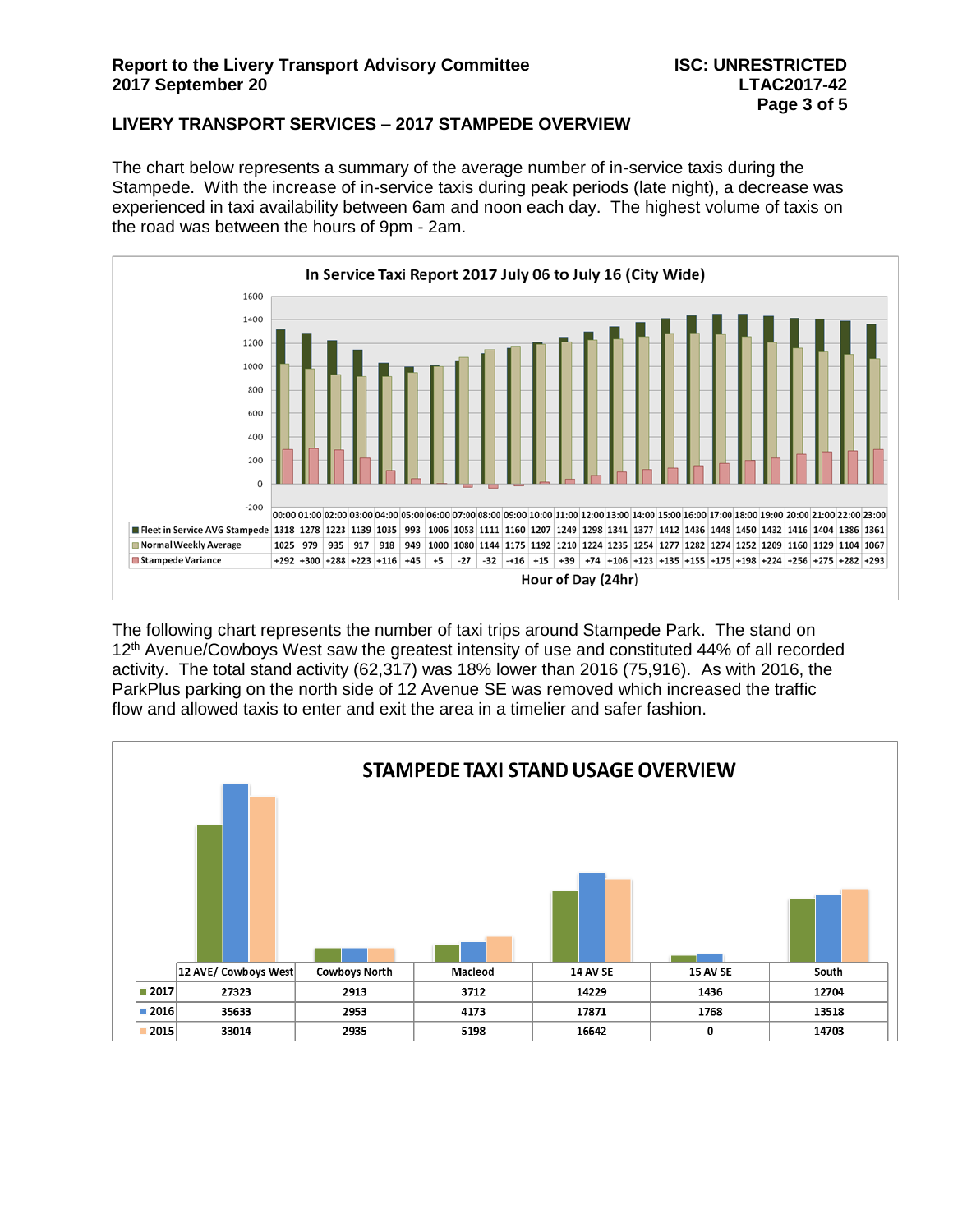## LIVERY TRANSPORT SERVICES – 2017 STAMPEDE OVERVIEW

The chart below represents a summary of the average number of in-service taxis during the Stampede. With the increase of in-service taxis during peak periods (late night), a decrease was experienced in taxi availability between 6am and noon each day. The highest volume of taxis on the road was between the hours of 9pm - 2am.

**In Service Taxi Report 2017 July 06 to July 16 (City Wide)**

| Hour of Day (24hr) | 00:00 | 01:00 | 02:00 | 03:00 | 04:00 | 05:00 | 06:00 | 07:00 | 08:00 | 09:00 | 10:00 | 11:00 | 12:00 | 13:00 | 14:00 | 15:00 | 16:00 | 17:00 | 18:00 | 19:00 | 20:00 | 21:00 | 22:00 | 23:00 |
|---|---|---|---|---|---|---|---|---|---|---|---|---|---|---|---|---|---|---|---|---|---|---|---|---|
| Fleet in Service AVG Stampede | 1318 | 1278 | 1223 | 1139 | 1035 | 993 | 1006 | 1053 | 1111 | 1160 | 1207 | 1249 | 1298 | 1341 | 1377 | 1412 | 1436 | 1448 | 1450 | 1432 | 1416 | 1404 | 1386 | 1361 |
| Normal Weekly Average | 1025 | 979 | 935 | 917 | 918 | 949 | 1000 | 1080 | 1144 | 1175 | 1192 | 1210 | 1224 | 1235 | 1254 | 1277 | 1282 | 1274 | 1252 | 1209 | 1160 | 1129 | 1104 | 1067 |
| Stampede Variance | +292 | +300 | +288 | +223 | +116 | +45 | +5 | -27 | -32 | -+16 | +15 | +39 | +74 | +106 | +123 | +135 | +155 | +175 | +198 | +224 | +256 | +275 | +282 | +293 |

The following chart represents the number of taxi trips around Stampede Park. The stand on 12th Avenue/Cowboys West saw the greatest intensity of use and constituted 44% of all recorded activity. The total stand activity (62,317) was 18% lower than 2016 (75,916). As with 2016, the ParkPlus parking on the north side of 12 Avenue SE was removed which increased the traffic flow and allowed taxis to enter and exit the area in a timelier and safer fashion.

**STAMPEDE TAXI STAND USAGE OVERVIEW**

| | 12 AVE/ Cowboys West | Cowboys North | Macleod | 14 AV SE | 15 AV SE | South |
|---|---|---|---|---|---|---|
| 2017 | 27323 | 2913 | 3712 | 14229 | 1436 | 12704 |
| 2016 | 35633 | 2953 | 4173 | 17871 | 1768 | 13518 |
| 2015 | 33014 | 2935 | 5198 | 16642 | 0 | 14703 |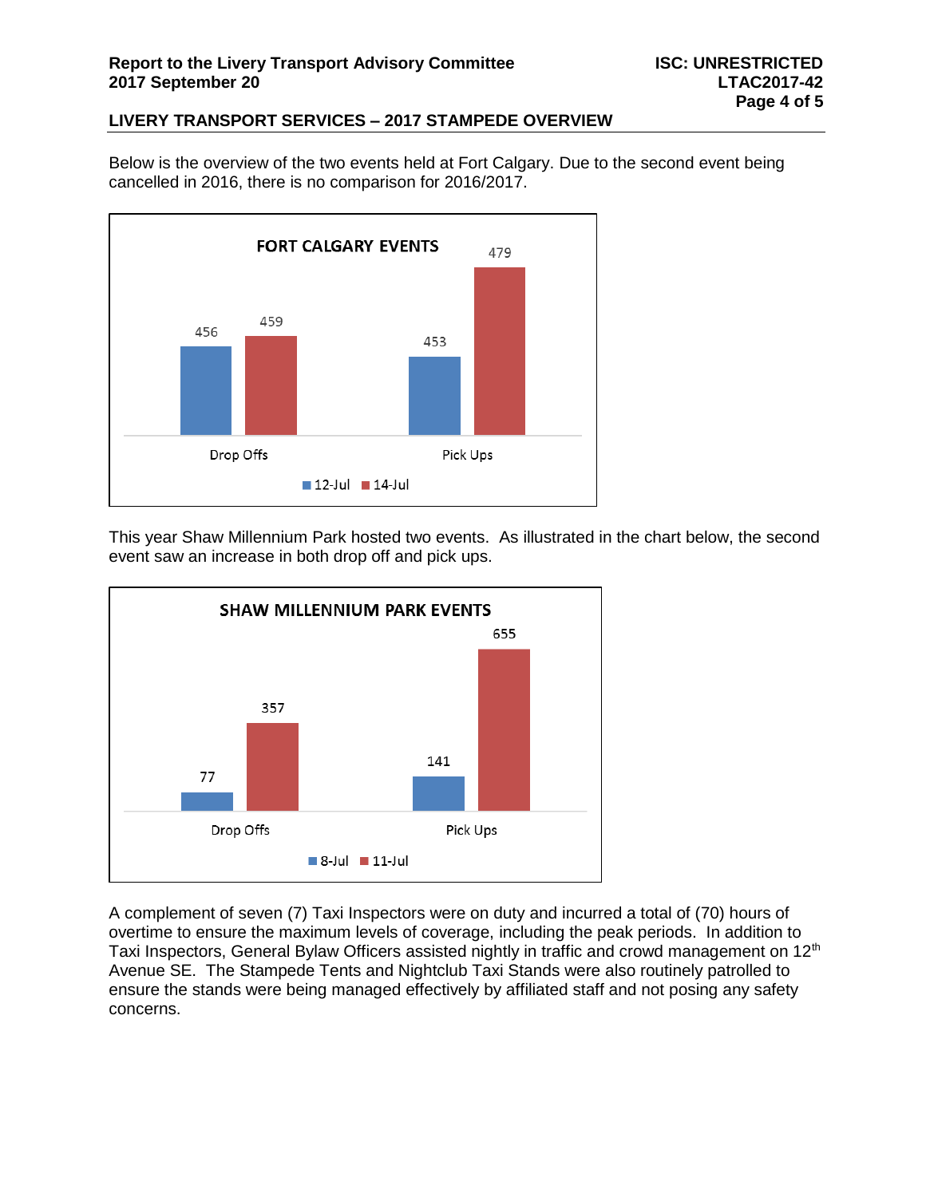Below is the overview of the two events held at Fort Calgary. Due to the second event being cancelled in 2016, there is no comparison for 2016/2017.

**FORT CALGARY EVENTS**

| | 12-Jul | 14-Jul |
|---|---|---|
| Drop Offs | 456 | 459 |
| Pick Ups | 453 | 479 |

This year Shaw Millennium Park hosted two events. As illustrated in the chart below, the second event saw an increase in both drop off and pick ups.

**SHAW MILLENNIUM PARK EVENTS**

| | 8-Jul | 11-Jul |
|---|---|---|
| Drop Offs | 77 | 357 |
| Pick Ups | 141 | 655 |

A complement of seven (7) Taxi Inspectors were on duty and incurred a total of (70) hours of overtime to ensure the maximum levels of coverage, including the peak periods. In addition to Taxi Inspectors, General Bylaw Officers assisted nightly in traffic and crowd management on 12th Avenue SE. The Stampede Tents and Nightclub Taxi Stands were also routinely patrolled to ensure the stands were being managed effectively by affiliated staff and not posing any safety concerns.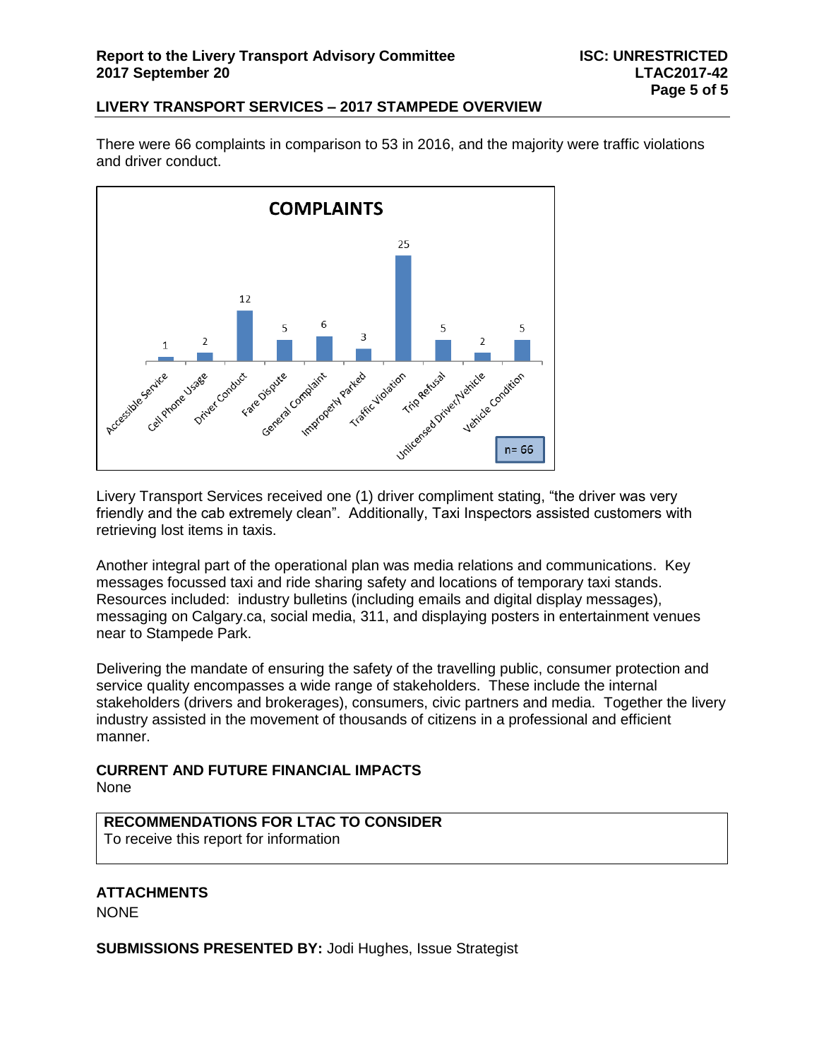There were 66 complaints in comparison to 53 in 2016, and the majority were traffic violations and driver conduct.

COMPLAINTS

1
2
12
5
6
3
25
5
2
5

Accessible Service
Cell Phone Usage
Driver Conduct
Fare Dispute
General Complaint
Improperly Parked
Traffic Violation
Trip Refusal
Unlicensed Driver/Vehicle
Vehicle Condition

n= 66

Livery Transport Services received one (1) driver compliment stating, "the driver was very friendly and the cab extremely clean". Additionally, Taxi Inspectors assisted customers with retrieving lost items in taxis.

Another integral part of the operational plan was media relations and communications. Key messages focussed taxi and ride sharing safety and locations of temporary taxi stands. Resources included: industry bulletins (including emails and digital display messages), messaging on Calgary.ca, social media, 311, and displaying posters in entertainment venues near to Stampede Park.

Delivering the mandate of ensuring the safety of the travelling public, consumer protection and service quality encompasses a wide range of stakeholders. These include the internal stakeholders (drivers and brokerages), consumers, civic partners and media. Together the livery industry assisted in the movement of thousands of citizens in a professional and efficient manner.

## CURRENT AND FUTURE FINANCIAL IMPACTS

None

## RECOMMENDATIONS FOR LTAC TO CONSIDER

To receive this report for information

## ATTACHMENTS

NONE

**SUBMISSIONS PRESENTED BY:** Jodi Hughes, Issue Strategist